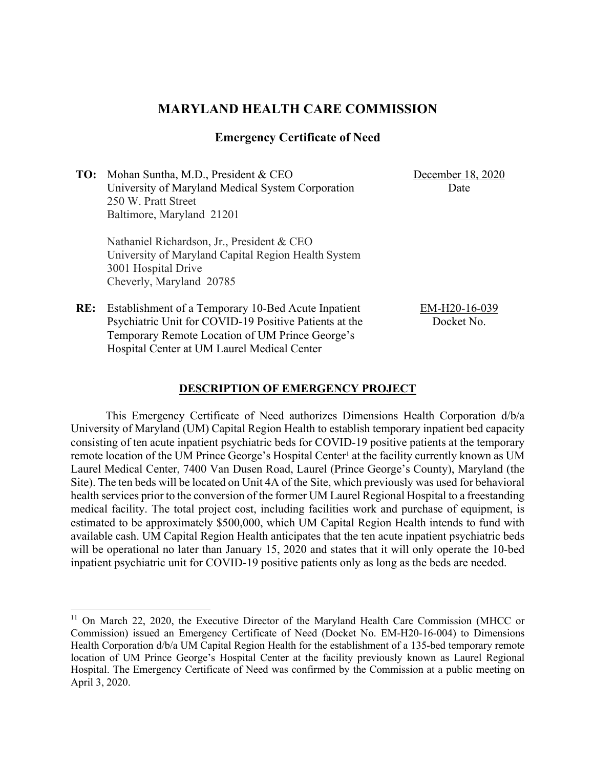# MARYLAND HEALTH CARE COMMISSION

## Emergency Certificate of Need

**TO:** Mohan Suntha, M.D., President & CEO
University of Maryland Medical System Corporation
250 W. Pratt Street
Baltimore, Maryland 21201

Nathaniel Richardson, Jr., President & CEO
University of Maryland Capital Region Health System
3001 Hospital Drive
Cheverly, Maryland 20785

December 18, 2020
Date

**RE:** Establishment of a Temporary 10-Bed Acute Inpatient Psychiatric Unit for COVID-19 Positive Patients at the Temporary Remote Location of UM Prince George's Hospital Center at UM Laurel Medical Center

EM-H20-16-039
Docket No.

### DESCRIPTION OF EMERGENCY PROJECT

This Emergency Certificate of Need authorizes Dimensions Health Corporation d/b/a University of Maryland (UM) Capital Region Health to establish temporary inpatient bed capacity consisting of ten acute inpatient psychiatric beds for COVID-19 positive patients at the temporary remote location of the UM Prince George's Hospital Center[1] at the facility currently known as UM Laurel Medical Center, 7400 Van Dusen Road, Laurel (Prince George's County), Maryland (the Site). The ten beds will be located on Unit 4A of the Site, which previously was used for behavioral health services prior to the conversion of the former UM Laurel Regional Hospital to a freestanding medical facility. The total project cost, including facilities work and purchase of equipment, is estimated to be approximately $500,000, which UM Capital Region Health intends to fund with available cash. UM Capital Region Health anticipates that the ten acute inpatient psychiatric beds will be operational no later than January 15, 2020 and states that it will only operate the 10-bed inpatient psychiatric unit for COVID-19 positive patients only as long as the beds are needed.

---

[11] On March 22, 2020, the Executive Director of the Maryland Health Care Commission (MHCC or Commission) issued an Emergency Certificate of Need (Docket No. EM-H20-16-004) to Dimensions Health Corporation d/b/a UM Capital Region Health for the establishment of a 135-bed temporary remote location of UM Prince George's Hospital Center at the facility previously known as Laurel Regional Hospital. The Emergency Certificate of Need was confirmed by the Commission at a public meeting on April 3, 2020.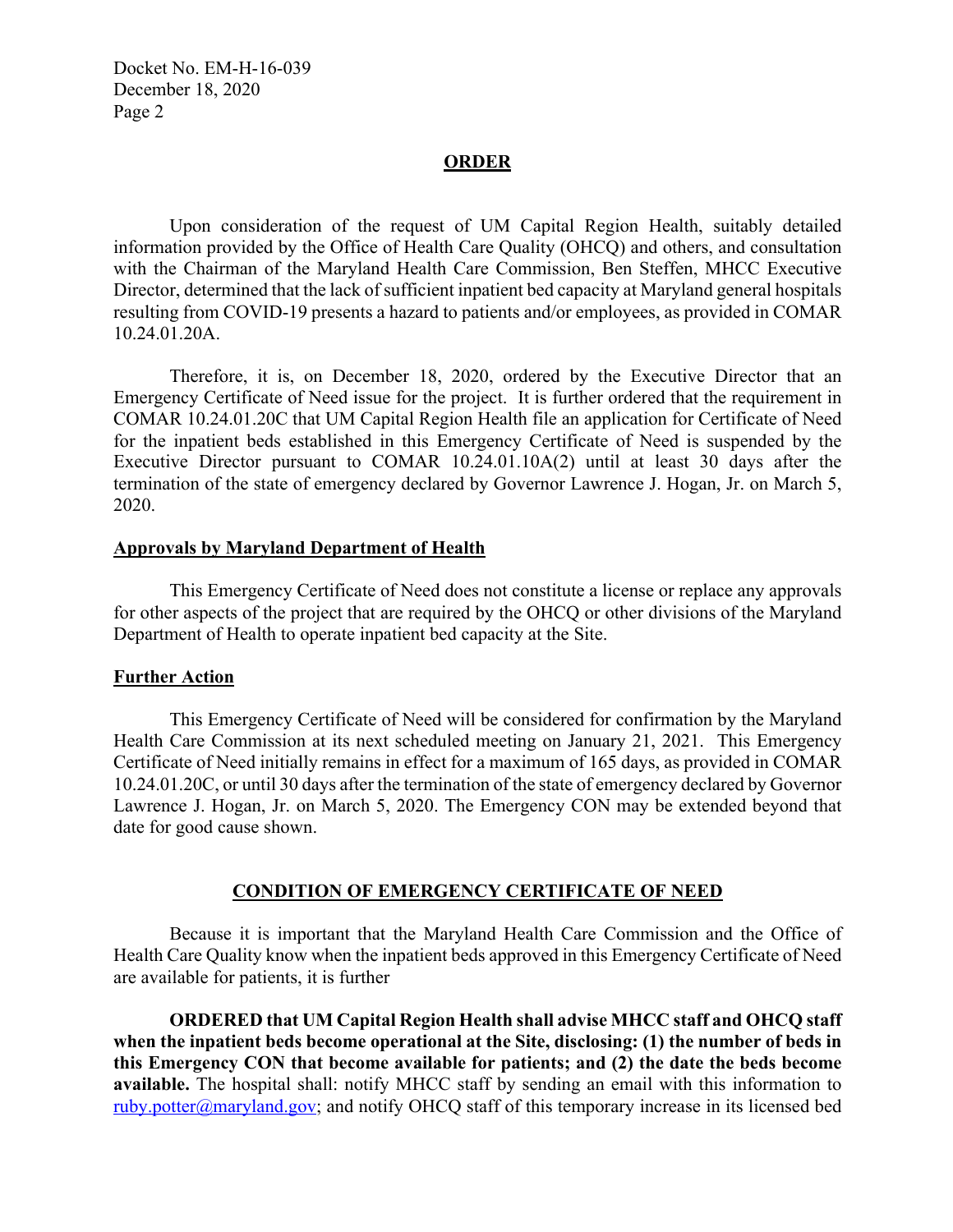## ORDER

Upon consideration of the request of UM Capital Region Health, suitably detailed information provided by the Office of Health Care Quality (OHCQ) and others, and consultation with the Chairman of the Maryland Health Care Commission, Ben Steffen, MHCC Executive Director, determined that the lack of sufficient inpatient bed capacity at Maryland general hospitals resulting from COVID-19 presents a hazard to patients and/or employees, as provided in COMAR 10.24.01.20A.

Therefore, it is, on December 18, 2020, ordered by the Executive Director that an Emergency Certificate of Need issue for the project. It is further ordered that the requirement in COMAR 10.24.01.20C that UM Capital Region Health file an application for Certificate of Need for the inpatient beds established in this Emergency Certificate of Need is suspended by the Executive Director pursuant to COMAR 10.24.01.10A(2) until at least 30 days after the termination of the state of emergency declared by Governor Lawrence J. Hogan, Jr. on March 5, 2020.

### Approvals by Maryland Department of Health

This Emergency Certificate of Need does not constitute a license or replace any approvals for other aspects of the project that are required by the OHCQ or other divisions of the Maryland Department of Health to operate inpatient bed capacity at the Site.

### Further Action

This Emergency Certificate of Need will be considered for confirmation by the Maryland Health Care Commission at its next scheduled meeting on January 21, 2021. This Emergency Certificate of Need initially remains in effect for a maximum of 165 days, as provided in COMAR 10.24.01.20C, or until 30 days after the termination of the state of emergency declared by Governor Lawrence J. Hogan, Jr. on March 5, 2020. The Emergency CON may be extended beyond that date for good cause shown.

## CONDITION OF EMERGENCY CERTIFICATE OF NEED

Because it is important that the Maryland Health Care Commission and the Office of Health Care Quality know when the inpatient beds approved in this Emergency Certificate of Need are available for patients, it is further

**ORDERED that UM Capital Region Health shall advise MHCC staff and OHCQ staff when the inpatient beds become operational at the Site, disclosing: (1) the number of beds in this Emergency CON that become available for patients; and (2) the date the beds become available.** The hospital shall: notify MHCC staff by sending an email with this information to ruby.potter@maryland.gov; and notify OHCQ staff of this temporary increase in its licensed bed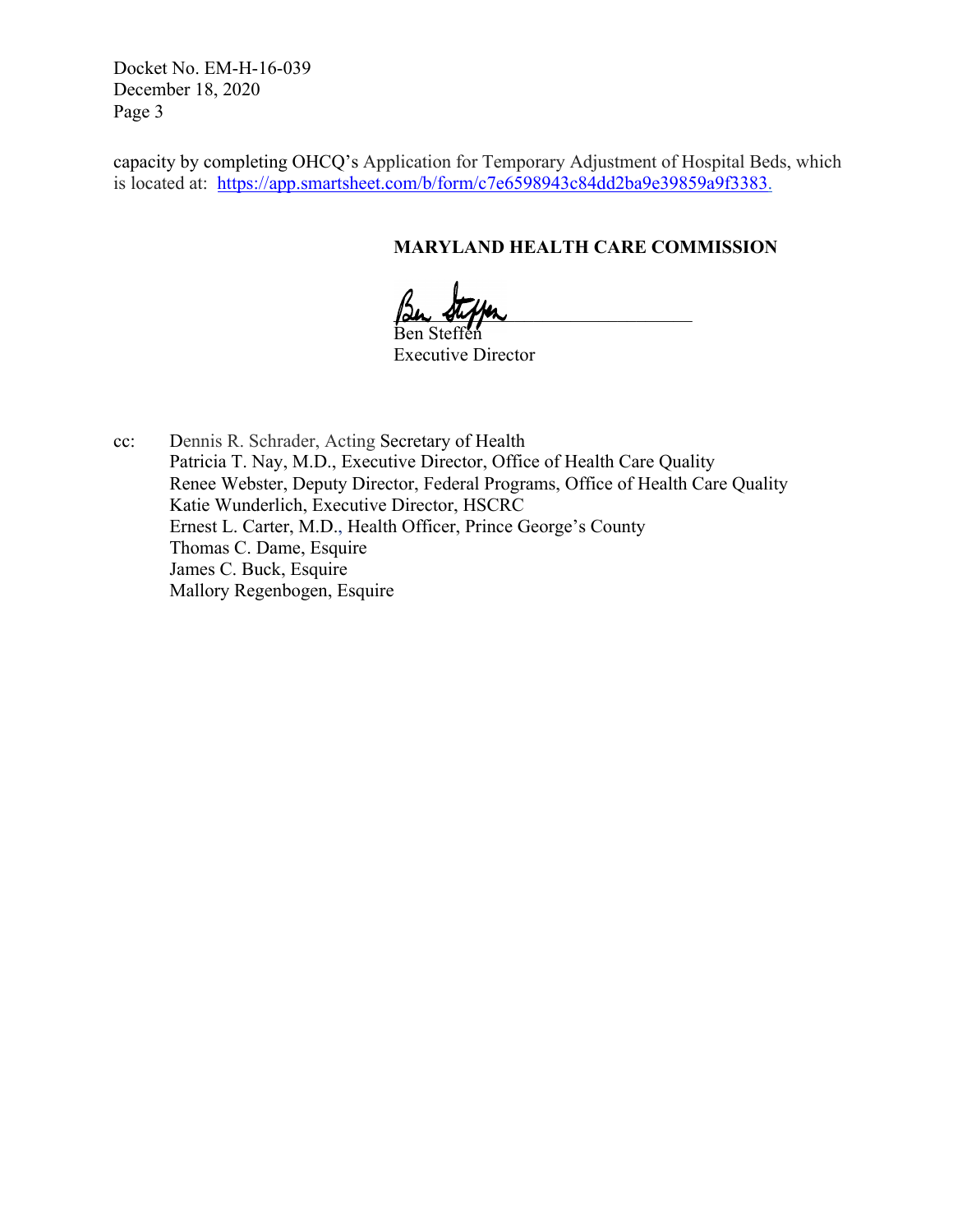capacity by completing OHCQ's Application for Temporary Adjustment of Hospital Beds, which is located at: https://app.smartsheet.com/b/form/c7e6598943c84dd2ba9e39859a9f3383.

**MARYLAND HEALTH CARE COMMISSION**

Ben Steffen
Executive Director

cc: Dennis R. Schrader, Acting Secretary of Health
Patricia T. Nay, M.D., Executive Director, Office of Health Care Quality
Renee Webster, Deputy Director, Federal Programs, Office of Health Care Quality
Katie Wunderlich, Executive Director, HSCRC
Ernest L. Carter, M.D., Health Officer, Prince George's County
Thomas C. Dame, Esquire
James C. Buck, Esquire
Mallory Regenbogen, Esquire